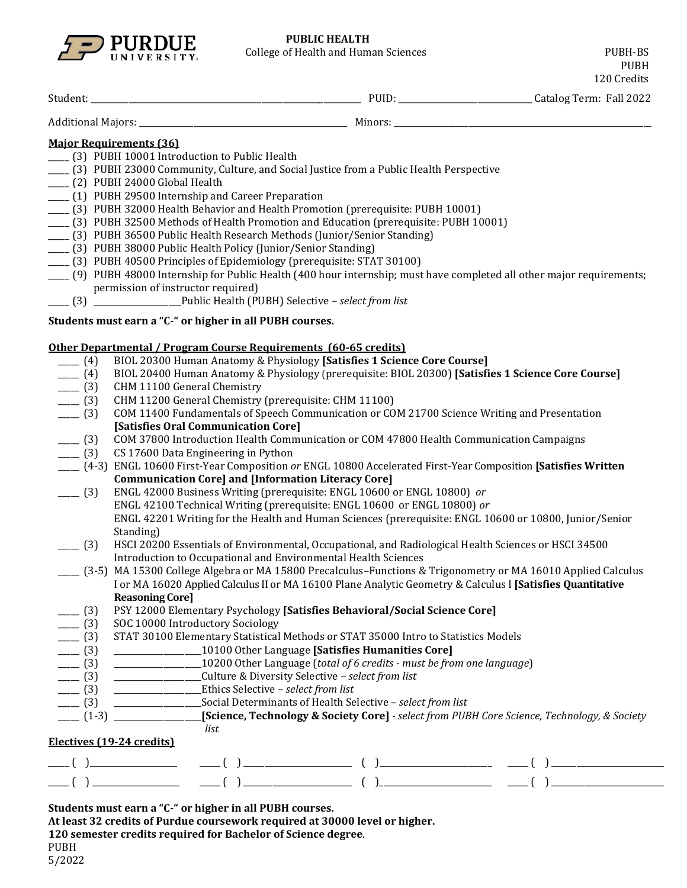**PURDUE UNIVERSITY**

**PUBLIC HEALTH**
College of Health and Human Sciences

PUBH-BS
PUBH
120 Credits

Student: ____________________ PUID: ____________________ Catalog Term: Fall 2022

Additional Majors: ____________________ Minors: ____________________

**Major Requirements (36)**

- _____ (3) PUBH 10001 Introduction to Public Health
- _____ (3) PUBH 23000 Community, Culture, and Social Justice from a Public Health Perspective
- _____ (2) PUBH 24000 Global Health
- _____ (1) PUBH 29500 Internship and Career Preparation
- _____ (3) PUBH 32000 Health Behavior and Health Promotion (prerequisite: PUBH 10001)
- _____ (3) PUBH 32500 Methods of Health Promotion and Education (prerequisite: PUBH 10001)
- _____ (3) PUBH 36500 Public Health Research Methods (Junior/Senior Standing)
- _____ (3) PUBH 38000 Public Health Policy (Junior/Senior Standing)
- _____ (3) PUBH 40500 Principles of Epidemiology (prerequisite: STAT 30100)
- _____ (9) PUBH 48000 Internship for Public Health (400 hour internship; must have completed all other major requirements; permission of instructor required)
- _____ (3) ____________ Public Health (PUBH) Selective – *select from list*

**Students must earn a "C-" or higher in all PUBH courses.**

**Other Departmental / Program Course Requirements (60-65 credits)**

- _____ (4) BIOL 20300 Human Anatomy & Physiology **[Satisfies 1 Science Core Course]**
- _____ (4) BIOL 20400 Human Anatomy & Physiology (prerequisite: BIOL 20300) **[Satisfies 1 Science Core Course]**
- _____ (3) CHM 11100 General Chemistry
- _____ (3) CHM 11200 General Chemistry (prerequisite: CHM 11100)
- _____ (3) COM 11400 Fundamentals of Speech Communication or COM 21700 Science Writing and Presentation **[Satisfies Oral Communication Core]**
- _____ (3) COM 37800 Introduction Health Communication or COM 47800 Health Communication Campaigns
- _____ (3) CS 17600 Data Engineering in Python
- _____ (4-3) ENGL 10600 First-Year Composition *or* ENGL 10800 Accelerated First-Year Composition **[Satisfies Written Communication Core] and [Information Literacy Core]**
- _____ (3) ENGL 42000 Business Writing (prerequisite: ENGL 10600 or ENGL 10800) *or* ENGL 42100 Technical Writing (prerequisite: ENGL 10600 or ENGL 10800) *or* ENGL 42201 Writing for the Health and Human Sciences (prerequisite: ENGL 10600 or 10800, Junior/Senior Standing)
- _____ (3) HSCI 20200 Essentials of Environmental, Occupational, and Radiological Health Sciences or HSCI 34500 Introduction to Occupational and Environmental Health Sciences
- _____ (3-5) MA 15300 College Algebra or MA 15800 Precalculus–Functions & Trigonometry or MA 16010 Applied Calculus I or MA 16020 Applied Calculus II or MA 16100 Plane Analytic Geometry & Calculus I **[Satisfies Quantitative Reasoning Core]**
- _____ (3) PSY 12000 Elementary Psychology **[Satisfies Behavioral/Social Science Core]**
- _____ (3) SOC 10000 Introductory Sociology
- _____ (3) STAT 30100 Elementary Statistical Methods or STAT 35000 Intro to Statistics Models
- _____ (3) ____________ 10100 Other Language **[Satisfies Humanities Core]**
- _____ (3) ____________ 10200 Other Language (*total of 6 credits - must be from one language*)
- _____ (3) ____________ Culture & Diversity Selective – *select from list*
- _____ (3) ____________ Ethics Selective – *select from list*
- _____ (3) ____________ Social Determinants of Health Selective – *select from list*
- _____ (1-3) ____________ **[Science, Technology & Society Core]** - *select from PUBH Core Science, Technology, & Society list*

**Electives (19-24 credits)**

_____ ( ) ____________ _____ ( ) ____________ ( ) ____________ _____ ( ) ____________

_____ ( ) ____________ _____ ( ) ____________ ( ) ____________ _____ ( ) ____________

**Students must earn a "C-" or higher in all PUBH courses.**
**At least 32 credits of Purdue coursework required at 30000 level or higher.**
**120 semester credits required for Bachelor of Science degree**.

PUBH
5/2022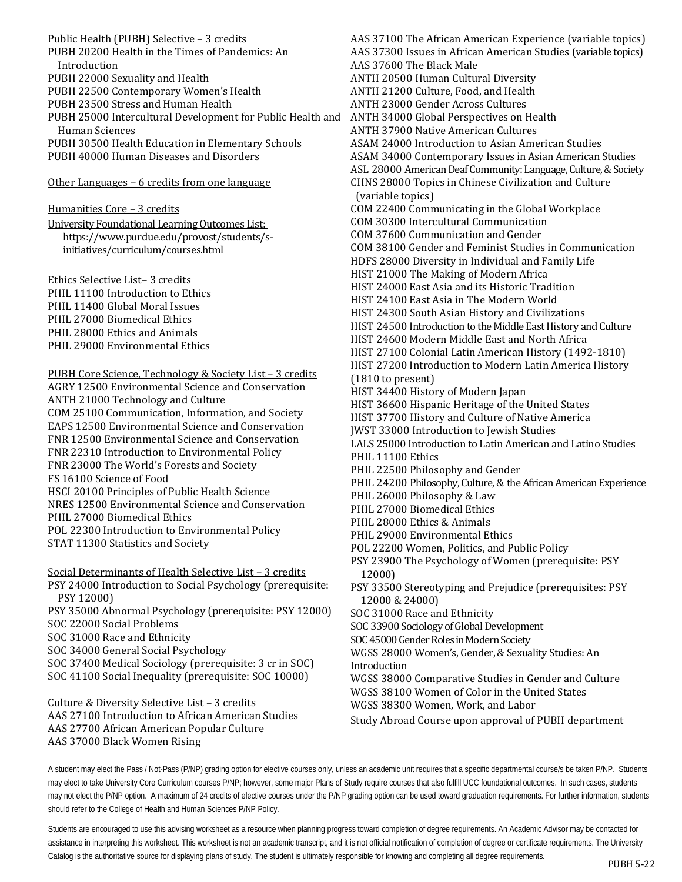Public Health (PUBH) Selective – 3 credits

PUBH 20200 Health in the Times of Pandemics: An Introduction
PUBH 22000 Sexuality and Health
PUBH 22500 Contemporary Women's Health
PUBH 23500 Stress and Human Health
PUBH 25000 Intercultural Development for Public Health and Human Sciences
PUBH 30500 Health Education in Elementary Schools
PUBH 40000 Human Diseases and Disorders

Other Languages – 6 credits from one language

Humanities Core – 3 credits

University Foundational Learning Outcomes List: https://www.purdue.edu/provost/students/s-initiatives/curriculum/courses.html

Ethics Selective List– 3 credits

PHIL 11100 Introduction to Ethics
PHIL 11400 Global Moral Issues
PHIL 27000 Biomedical Ethics
PHIL 28000 Ethics and Animals
PHIL 29000 Environmental Ethics

PUBH Core Science, Technology & Society List – 3 credits

AGRY 12500 Environmental Science and Conservation
ANTH 21000 Technology and Culture
COM 25100 Communication, Information, and Society
EAPS 12500 Environmental Science and Conservation
FNR 12500 Environmental Science and Conservation
FNR 22310 Introduction to Environmental Policy
FNR 23000 The World's Forests and Society
FS 16100 Science of Food
HSCI 20100 Principles of Public Health Science
NRES 12500 Environmental Science and Conservation
PHIL 27000 Biomedical Ethics
POL 22300 Introduction to Environmental Policy
STAT 11300 Statistics and Society

Social Determinants of Health Selective List – 3 credits

PSY 24000 Introduction to Social Psychology (prerequisite: PSY 12000)
PSY 35000 Abnormal Psychology (prerequisite: PSY 12000)
SOC 22000 Social Problems
SOC 31000 Race and Ethnicity
SOC 34000 General Social Psychology
SOC 37400 Medical Sociology (prerequisite: 3 cr in SOC)
SOC 41100 Social Inequality (prerequisite: SOC 10000)

Culture & Diversity Selective List – 3 credits

AAS 27100 Introduction to African American Studies
AAS 27700 African American Popular Culture
AAS 37000 Black Women Rising
AAS 37100 The African American Experience (variable topics)
AAS 37300 Issues in African American Studies (variable topics)
AAS 37600 The Black Male
ANTH 20500 Human Cultural Diversity
ANTH 21200 Culture, Food, and Health
ANTH 23000 Gender Across Cultures
ANTH 34000 Global Perspectives on Health
ANTH 37900 Native American Cultures
ASAM 24000 Introduction to Asian American Studies
ASAM 34000 Contemporary Issues in Asian American Studies
ASL 28000 American Deaf Community: Language, Culture, & Society
CHNS 28000 Topics in Chinese Civilization and Culture (variable topics)
COM 22400 Communicating in the Global Workplace
COM 30300 Intercultural Communication
COM 37600 Communication and Gender
COM 38100 Gender and Feminist Studies in Communication
HDFS 28000 Diversity in Individual and Family Life
HIST 21000 The Making of Modern Africa
HIST 24000 East Asia and its Historic Tradition
HIST 24100 East Asia in The Modern World
HIST 24300 South Asian History and Civilizations
HIST 24500 Introduction to the Middle East History and Culture
HIST 24600 Modern Middle East and North Africa
HIST 27100 Colonial Latin American History (1492-1810)
HIST 27200 Introduction to Modern Latin America History (1810 to present)
HIST 34400 History of Modern Japan
HIST 36600 Hispanic Heritage of the United States
HIST 37700 History and Culture of Native America
JWST 33000 Introduction to Jewish Studies
LALS 25000 Introduction to Latin American and Latino Studies
PHIL 11100 Ethics
PHIL 22500 Philosophy and Gender
PHIL 24200 Philosophy, Culture, & the African American Experience
PHIL 26000 Philosophy & Law
PHIL 27000 Biomedical Ethics
PHIL 28000 Ethics & Animals
PHIL 29000 Environmental Ethics
POL 22200 Women, Politics, and Public Policy
PSY 23900 The Psychology of Women (prerequisite: PSY 12000)
PSY 33500 Stereotyping and Prejudice (prerequisites: PSY 12000 & 24000)
SOC 31000 Race and Ethnicity
SOC 33900 Sociology of Global Development
SOC 45000 Gender Roles in Modern Society
WGSS 28000 Women's, Gender, & Sexuality Studies: An Introduction
WGSS 38000 Comparative Studies in Gender and Culture
WGSS 38100 Women of Color in the United States
WGSS 38300 Women, Work, and Labor
Study Abroad Course upon approval of PUBH department

A student may elect the Pass / Not-Pass (P/NP) grading option for elective courses only, unless an academic unit requires that a specific departmental course/s be taken P/NP. Students may elect to take University Core Curriculum courses P/NP; however, some major Plans of Study require courses that also fulfill UCC foundational outcomes. In such cases, students may not elect the P/NP option. A maximum of 24 credits of elective courses under the P/NP grading option can be used toward graduation requirements. For further information, students should refer to the College of Health and Human Sciences P/NP Policy.

Students are encouraged to use this advising worksheet as a resource when planning progress toward completion of degree requirements. An Academic Advisor may be contacted for assistance in interpreting this worksheet. This worksheet is not an academic transcript, and it is not official notification of completion of degree or certificate requirements. The University Catalog is the authoritative source for displaying plans of study. The student is ultimately responsible for knowing and completing all degree requirements.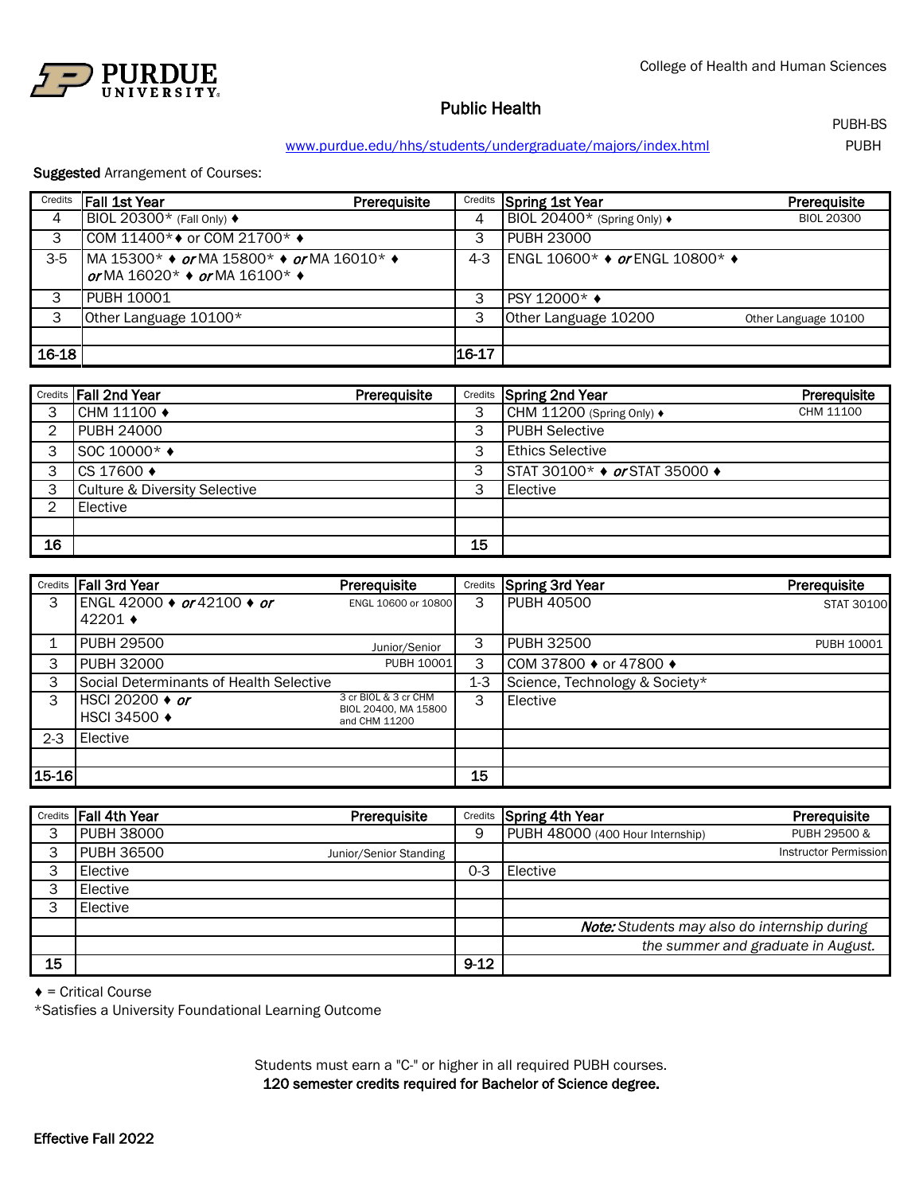PURDUE UNIVERSITY

College of Health and Human Sciences

# Public Health

PUBH-BS

www.purdue.edu/hhs/students/undergraduate/majors/index.html

PUBH

**Suggested** Arrangement of Courses:

| Credits | Fall 1st Year | Prerequisite | Credits | Spring 1st Year | Prerequisite |
|---|---|---|---|---|---|
| 4 | BIOL 20300* (Fall Only) ♦ | | 4 | BIOL 20400* (Spring Only) ♦ | BIOL 20300 |
| 3 | COM 11400*♦ or COM 21700* ♦ | | 3 | PUBH 23000 | |
| 3-5 | MA 15300* ♦ *or* MA 15800* ♦ *or* MA 16010* ♦ *or* MA 16020* ♦ *or* MA 16100* ♦ | | 4-3 | ENGL 10600* ♦ *or* ENGL 10800* ♦ | |
| 3 | PUBH 10001 | | 3 | PSY 12000* ♦ | |
| 3 | Other Language 10100* | | 3 | Other Language 10200 | Other Language 10100 |
| | | | | | |
| 16-18 | | | 16-17 | | |

| Credits | Fall 2nd Year | Prerequisite | Credits | Spring 2nd Year | Prerequisite |
|---|---|---|---|---|---|
| 3 | CHM 11100 ♦ | | 3 | CHM 11200 (Spring Only) ♦ | CHM 11100 |
| 2 | PUBH 24000 | | 3 | PUBH Selective | |
| 3 | SOC 10000* ♦ | | 3 | Ethics Selective | |
| 3 | CS 17600 ♦ | | 3 | STAT 30100* ♦ *or* STAT 35000 ♦ | |
| 3 | Culture & Diversity Selective | | 3 | Elective | |
| 2 | Elective | | | | |
| | | | | | |
| 16 | | | 15 | | |

| Credits | Fall 3rd Year | Prerequisite | Credits | Spring 3rd Year | Prerequisite |
|---|---|---|---|---|---|
| 3 | ENGL 42000 ♦ *or* 42100 ♦ *or* 42201 ♦ | ENGL 10600 or 10800 | 3 | PUBH 40500 | STAT 30100 |
| 1 | PUBH 29500 | Junior/Senior | 3 | PUBH 32500 | PUBH 10001 |
| 3 | PUBH 32000 | PUBH 10001 | 3 | COM 37800 ♦ or 47800 ♦ | |
| 3 | Social Determinants of Health Selective | | 1-3 | Science, Technology & Society* | |
| 3 | HSCI 20200 ♦ *or* HSCI 34500 ♦ | 3 cr BIOL & 3 cr CHM BIOL 20400, MA 15800 and CHM 11200 | 3 | Elective | |
| 2-3 | Elective | | | | |
| | | | | | |
| 15-16 | | | 15 | | |

| Credits | Fall 4th Year | Prerequisite | Credits | Spring 4th Year | Prerequisite |
|---|---|---|---|---|---|
| 3 | PUBH 38000 | | 9 | PUBH 48000 (400 Hour Internship) | PUBH 29500 & Instructor Permission |
| 3 | PUBH 36500 | Junior/Senior Standing | | | |
| 3 | Elective | | 0-3 | Elective | |
| 3 | Elective | | | | |
| 3 | Elective | | | | |
| | | | | ***Note:*** *Students may also do internship during the summer and graduate in August.* | |
| 15 | | | 9-12 | | |

♦ = Critical Course

*Satisfies a University Foundational Learning Outcome

Students must earn a "C-" or higher in all required PUBH courses.

**120 semester credits required for Bachelor of Science degree.**

**Effective Fall 2022**